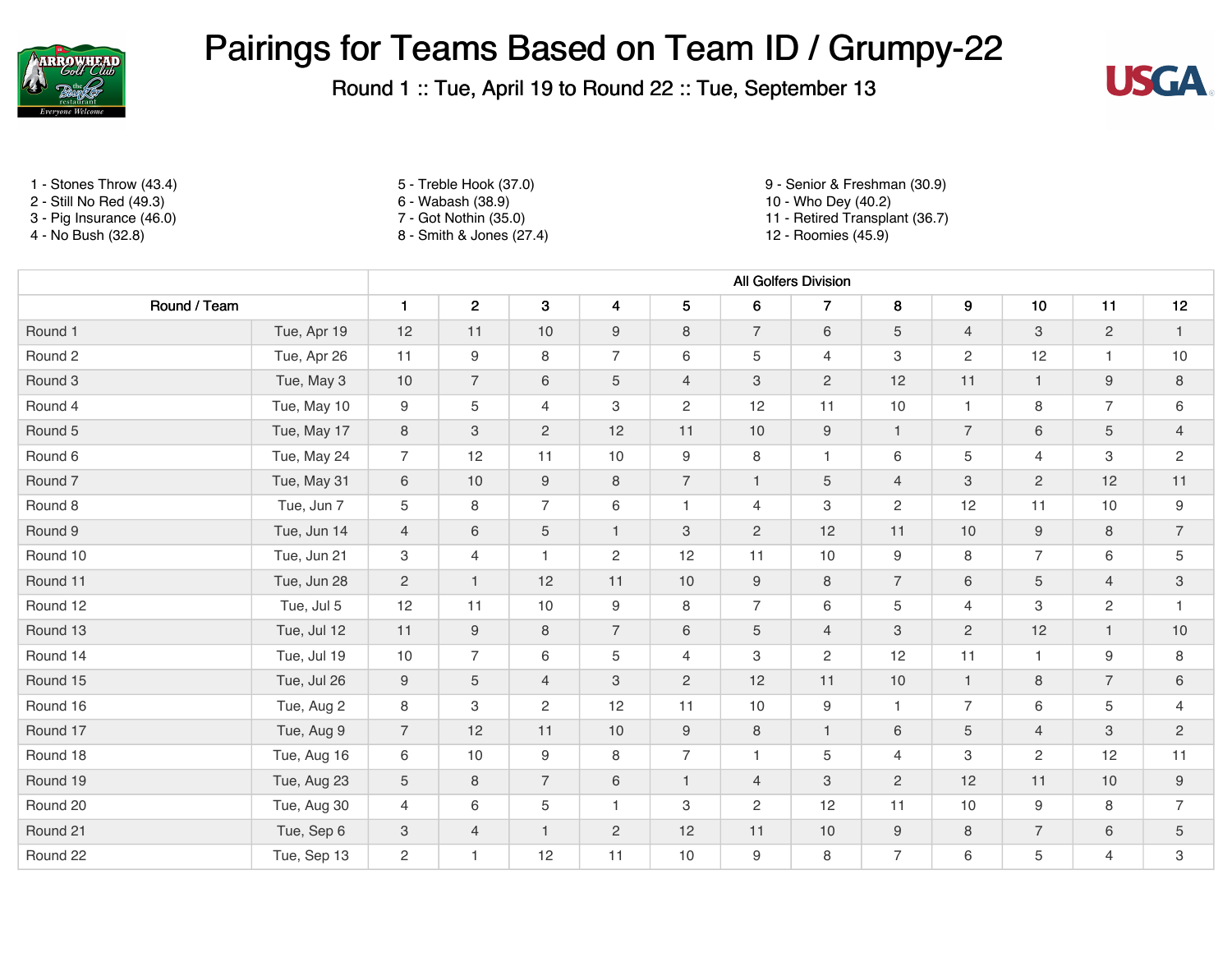# Pairings for Teams Based on Team ID / Grumpy-22

Round 1 :: Tue, April 19 to Round 22 :: Tue, September 13

1 - Stones Throw (43.4)
2 - Still No Red (49.3)
3 - Pig Insurance (46.0)
4 - No Bush (32.8)
5 - Treble Hook (37.0)
6 - Wabash (38.9)
7 - Got Nothin (35.0)
8 - Smith & Jones (27.4)
9 - Senior & Freshman (30.9)
10 - Who Dey (40.2)
11 - Retired Transplant (36.7)
12 - Roomies (45.9)

| | | All Golfers Division | | | | | | | | | | | |
|---|---|---|---|---|---|---|---|---|---|---|---|---|---|
| Round / Team | | 1 | 2 | 3 | 4 | 5 | 6 | 7 | 8 | 9 | 10 | 11 | 12 |
| Round 1 | Tue, Apr 19 | 12 | 11 | 10 | 9 | 8 | 7 | 6 | 5 | 4 | 3 | 2 | 1 |
| Round 2 | Tue, Apr 26 | 11 | 9 | 8 | 7 | 6 | 5 | 4 | 3 | 2 | 12 | 1 | 10 |
| Round 3 | Tue, May 3 | 10 | 7 | 6 | 5 | 4 | 3 | 2 | 12 | 11 | 1 | 9 | 8 |
| Round 4 | Tue, May 10 | 9 | 5 | 4 | 3 | 2 | 12 | 11 | 10 | 1 | 8 | 7 | 6 |
| Round 5 | Tue, May 17 | 8 | 3 | 2 | 12 | 11 | 10 | 9 | 1 | 7 | 6 | 5 | 4 |
| Round 6 | Tue, May 24 | 7 | 12 | 11 | 10 | 9 | 8 | 1 | 6 | 5 | 4 | 3 | 2 |
| Round 7 | Tue, May 31 | 6 | 10 | 9 | 8 | 7 | 1 | 5 | 4 | 3 | 2 | 12 | 11 |
| Round 8 | Tue, Jun 7 | 5 | 8 | 7 | 6 | 1 | 4 | 3 | 2 | 12 | 11 | 10 | 9 |
| Round 9 | Tue, Jun 14 | 4 | 6 | 5 | 1 | 3 | 2 | 12 | 11 | 10 | 9 | 8 | 7 |
| Round 10 | Tue, Jun 21 | 3 | 4 | 1 | 2 | 12 | 11 | 10 | 9 | 8 | 7 | 6 | 5 |
| Round 11 | Tue, Jun 28 | 2 | 1 | 12 | 11 | 10 | 9 | 8 | 7 | 6 | 5 | 4 | 3 |
| Round 12 | Tue, Jul 5 | 12 | 11 | 10 | 9 | 8 | 7 | 6 | 5 | 4 | 3 | 2 | 1 |
| Round 13 | Tue, Jul 12 | 11 | 9 | 8 | 7 | 6 | 5 | 4 | 3 | 2 | 12 | 1 | 10 |
| Round 14 | Tue, Jul 19 | 10 | 7 | 6 | 5 | 4 | 3 | 2 | 12 | 11 | 1 | 9 | 8 |
| Round 15 | Tue, Jul 26 | 9 | 5 | 4 | 3 | 2 | 12 | 11 | 10 | 1 | 8 | 7 | 6 |
| Round 16 | Tue, Aug 2 | 8 | 3 | 2 | 12 | 11 | 10 | 9 | 1 | 7 | 6 | 5 | 4 |
| Round 17 | Tue, Aug 9 | 7 | 12 | 11 | 10 | 9 | 8 | 1 | 6 | 5 | 4 | 3 | 2 |
| Round 18 | Tue, Aug 16 | 6 | 10 | 9 | 8 | 7 | 1 | 5 | 4 | 3 | 2 | 12 | 11 |
| Round 19 | Tue, Aug 23 | 5 | 8 | 7 | 6 | 1 | 4 | 3 | 2 | 12 | 11 | 10 | 9 |
| Round 20 | Tue, Aug 30 | 4 | 6 | 5 | 1 | 3 | 2 | 12 | 11 | 10 | 9 | 8 | 7 |
| Round 21 | Tue, Sep 6 | 3 | 4 | 1 | 2 | 12 | 11 | 10 | 9 | 8 | 7 | 6 | 5 |
| Round 22 | Tue, Sep 13 | 2 | 1 | 12 | 11 | 10 | 9 | 8 | 7 | 6 | 5 | 4 | 3 |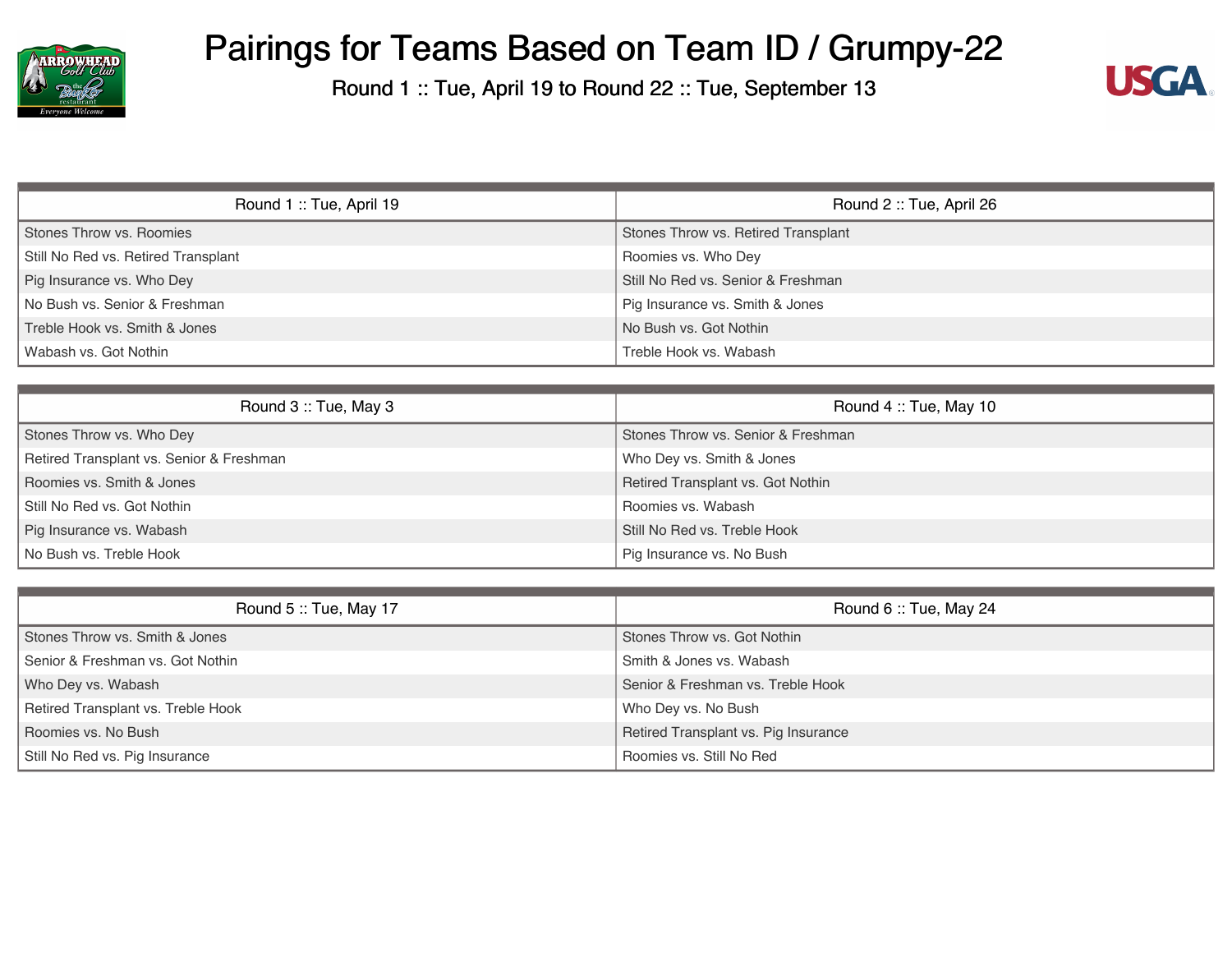# Pairings for Teams Based on Team ID / Grumpy-22

Round 1 :: Tue, April 19 to Round 22 :: Tue, September 13

| Round 1 :: Tue, April 19 | Round 2 :: Tue, April 26 |
|---|---|
| Stones Throw vs. Roomies | Stones Throw vs. Retired Transplant |
| Still No Red vs. Retired Transplant | Roomies vs. Who Dey |
| Pig Insurance vs. Who Dey | Still No Red vs. Senior & Freshman |
| No Bush vs. Senior & Freshman | Pig Insurance vs. Smith & Jones |
| Treble Hook vs. Smith & Jones | No Bush vs. Got Nothin |
| Wabash vs. Got Nothin | Treble Hook vs. Wabash |

| Round 3 :: Tue, May 3 | Round 4 :: Tue, May 10 |
|---|---|
| Stones Throw vs. Who Dey | Stones Throw vs. Senior & Freshman |
| Retired Transplant vs. Senior & Freshman | Who Dey vs. Smith & Jones |
| Roomies vs. Smith & Jones | Retired Transplant vs. Got Nothin |
| Still No Red vs. Got Nothin | Roomies vs. Wabash |
| Pig Insurance vs. Wabash | Still No Red vs. Treble Hook |
| No Bush vs. Treble Hook | Pig Insurance vs. No Bush |

| Round 5 :: Tue, May 17 | Round 6 :: Tue, May 24 |
|---|---|
| Stones Throw vs. Smith & Jones | Stones Throw vs. Got Nothin |
| Senior & Freshman vs. Got Nothin | Smith & Jones vs. Wabash |
| Who Dey vs. Wabash | Senior & Freshman vs. Treble Hook |
| Retired Transplant vs. Treble Hook | Who Dey vs. No Bush |
| Roomies vs. No Bush | Retired Transplant vs. Pig Insurance |
| Still No Red vs. Pig Insurance | Roomies vs. Still No Red |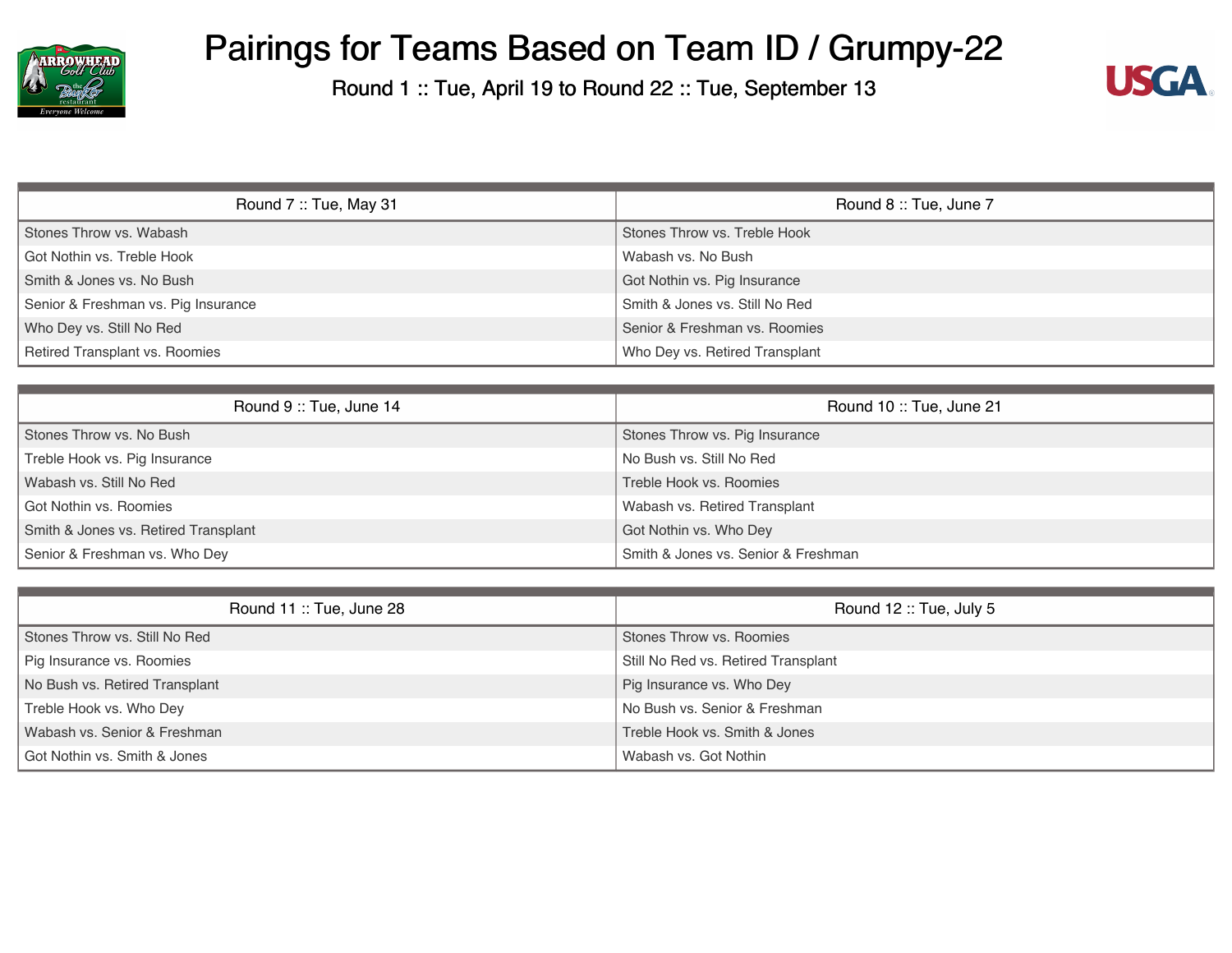# Pairings for Teams Based on Team ID / Grumpy-22

Round 1 :: Tue, April 19 to Round 22 :: Tue, September 13

| Round 7 :: Tue, May 31 | Round 8 :: Tue, June 7 |
| --- | --- |
| Stones Throw vs. Wabash | Stones Throw vs. Treble Hook |
| Got Nothin vs. Treble Hook | Wabash vs. No Bush |
| Smith & Jones vs. No Bush | Got Nothin vs. Pig Insurance |
| Senior & Freshman vs. Pig Insurance | Smith & Jones vs. Still No Red |
| Who Dey vs. Still No Red | Senior & Freshman vs. Roomies |
| Retired Transplant vs. Roomies | Who Dey vs. Retired Transplant |

| Round 9 :: Tue, June 14 | Round 10 :: Tue, June 21 |
| --- | --- |
| Stones Throw vs. No Bush | Stones Throw vs. Pig Insurance |
| Treble Hook vs. Pig Insurance | No Bush vs. Still No Red |
| Wabash vs. Still No Red | Treble Hook vs. Roomies |
| Got Nothin vs. Roomies | Wabash vs. Retired Transplant |
| Smith & Jones vs. Retired Transplant | Got Nothin vs. Who Dey |
| Senior & Freshman vs. Who Dey | Smith & Jones vs. Senior & Freshman |

| Round 11 :: Tue, June 28 | Round 12 :: Tue, July 5 |
| --- | --- |
| Stones Throw vs. Still No Red | Stones Throw vs. Roomies |
| Pig Insurance vs. Roomies | Still No Red vs. Retired Transplant |
| No Bush vs. Retired Transplant | Pig Insurance vs. Who Dey |
| Treble Hook vs. Who Dey | No Bush vs. Senior & Freshman |
| Wabash vs. Senior & Freshman | Treble Hook vs. Smith & Jones |
| Got Nothin vs. Smith & Jones | Wabash vs. Got Nothin |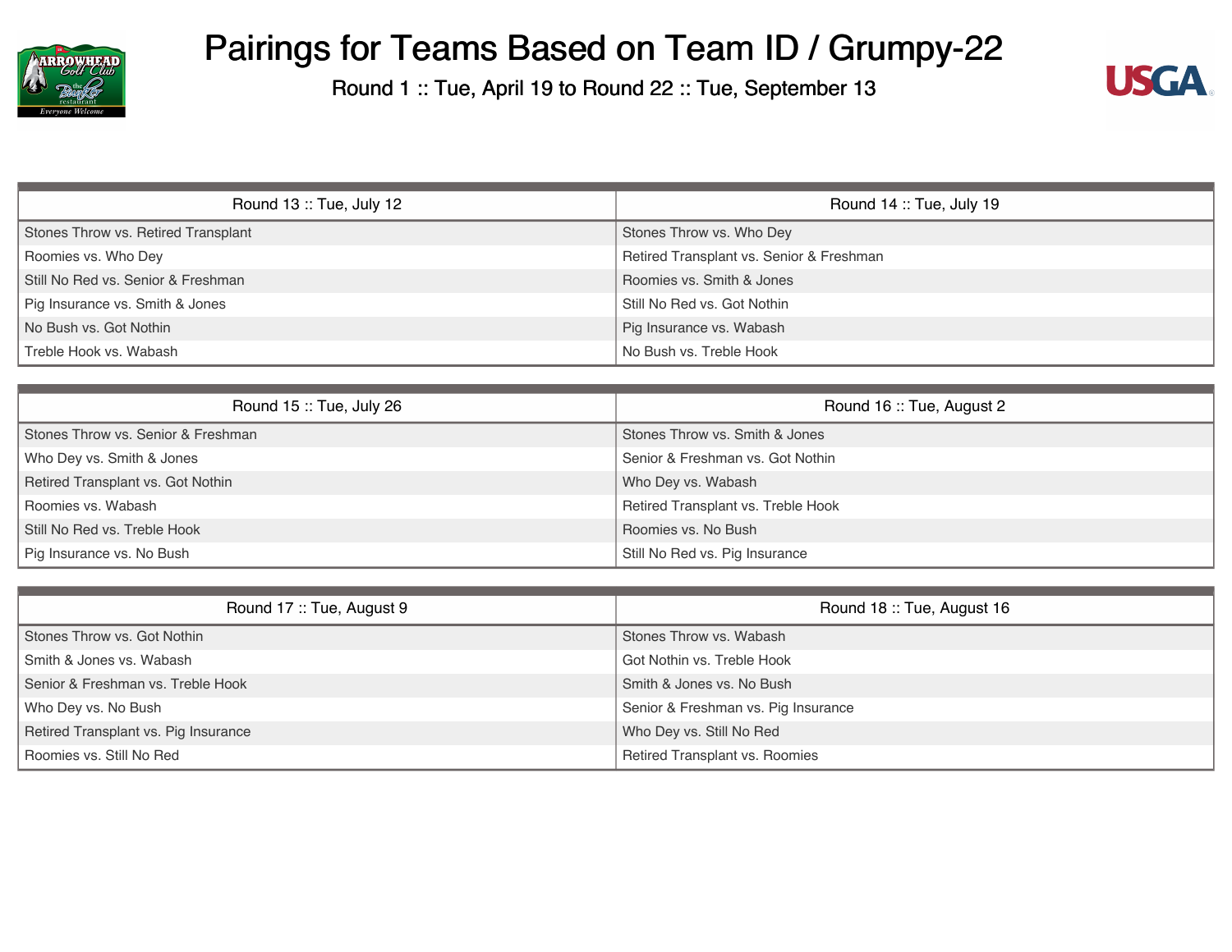# Pairings for Teams Based on Team ID / Grumpy-22

Round 1 :: Tue, April 19 to Round 22 :: Tue, September 13

| Round 13 :: Tue, July 12 | Round 14 :: Tue, July 19 |
| --- | --- |
| Stones Throw vs. Retired Transplant | Stones Throw vs. Who Dey |
| Roomies vs. Who Dey | Retired Transplant vs. Senior & Freshman |
| Still No Red vs. Senior & Freshman | Roomies vs. Smith & Jones |
| Pig Insurance vs. Smith & Jones | Still No Red vs. Got Nothin |
| No Bush vs. Got Nothin | Pig Insurance vs. Wabash |
| Treble Hook vs. Wabash | No Bush vs. Treble Hook |

| Round 15 :: Tue, July 26 | Round 16 :: Tue, August 2 |
| --- | --- |
| Stones Throw vs. Senior & Freshman | Stones Throw vs. Smith & Jones |
| Who Dey vs. Smith & Jones | Senior & Freshman vs. Got Nothin |
| Retired Transplant vs. Got Nothin | Who Dey vs. Wabash |
| Roomies vs. Wabash | Retired Transplant vs. Treble Hook |
| Still No Red vs. Treble Hook | Roomies vs. No Bush |
| Pig Insurance vs. No Bush | Still No Red vs. Pig Insurance |

| Round 17 :: Tue, August 9 | Round 18 :: Tue, August 16 |
| --- | --- |
| Stones Throw vs. Got Nothin | Stones Throw vs. Wabash |
| Smith & Jones vs. Wabash | Got Nothin vs. Treble Hook |
| Senior & Freshman vs. Treble Hook | Smith & Jones vs. No Bush |
| Who Dey vs. No Bush | Senior & Freshman vs. Pig Insurance |
| Retired Transplant vs. Pig Insurance | Who Dey vs. Still No Red |
| Roomies vs. Still No Red | Retired Transplant vs. Roomies |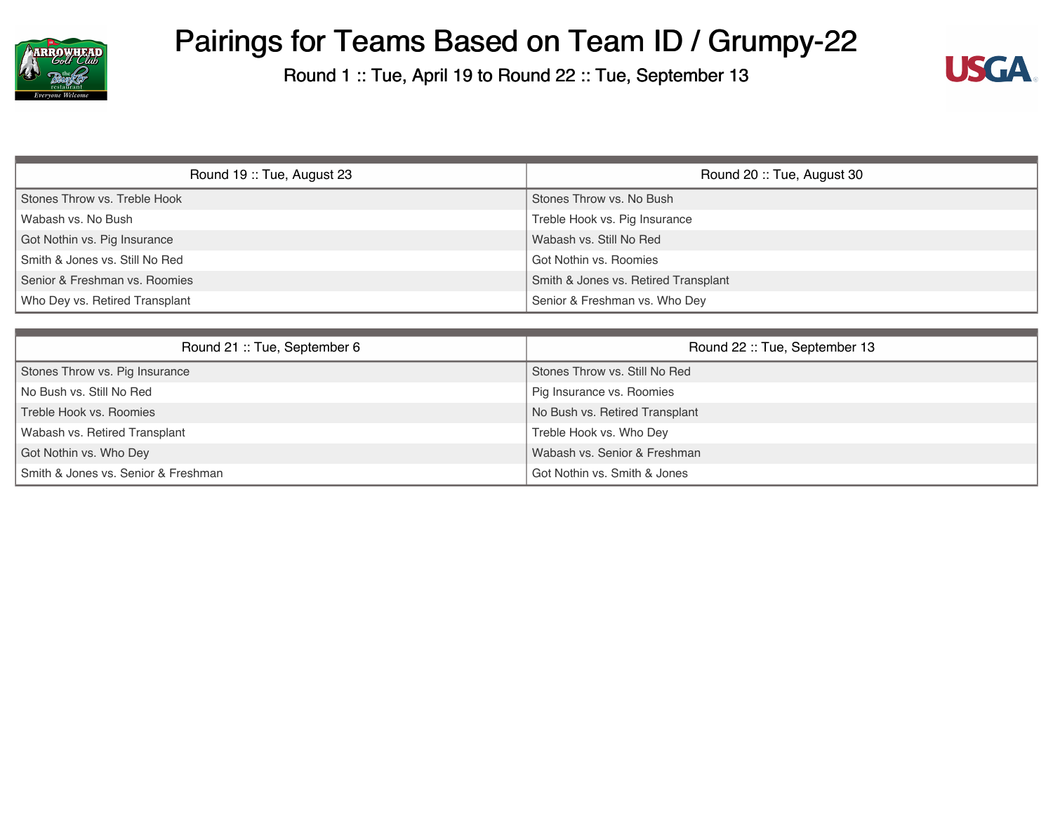# Pairings for Teams Based on Team ID / Grumpy-22

Round 1 :: Tue, April 19 to Round 22 :: Tue, September 13

| Round 19 :: Tue, August 23 | Round 20 :: Tue, August 30 |
|---|---|
| Stones Throw vs. Treble Hook | Stones Throw vs. No Bush |
| Wabash vs. No Bush | Treble Hook vs. Pig Insurance |
| Got Nothin vs. Pig Insurance | Wabash vs. Still No Red |
| Smith & Jones vs. Still No Red | Got Nothin vs. Roomies |
| Senior & Freshman vs. Roomies | Smith & Jones vs. Retired Transplant |
| Who Dey vs. Retired Transplant | Senior & Freshman vs. Who Dey |

| Round 21 :: Tue, September 6 | Round 22 :: Tue, September 13 |
|---|---|
| Stones Throw vs. Pig Insurance | Stones Throw vs. Still No Red |
| No Bush vs. Still No Red | Pig Insurance vs. Roomies |
| Treble Hook vs. Roomies | No Bush vs. Retired Transplant |
| Wabash vs. Retired Transplant | Treble Hook vs. Who Dey |
| Got Nothin vs. Who Dey | Wabash vs. Senior & Freshman |
| Smith & Jones vs. Senior & Freshman | Got Nothin vs. Smith & Jones |